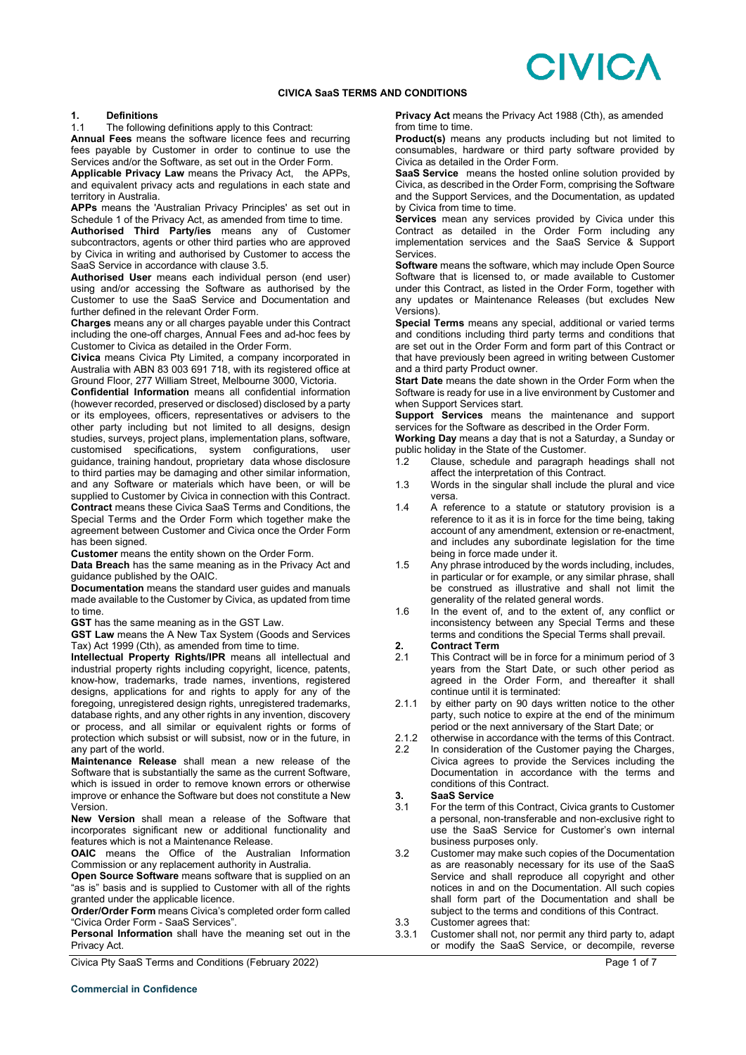# CIVICA SaaS TERMS AND CONDITIONS

## 1. Definitions

1.1 The following definitions apply to this Contract:

**Annual Fees** means the software licence fees and recurring fees payable by Customer in order to continue to use the Services and/or the Software, as set out in the Order Form.

**Applicable Privacy Law** means the Privacy Act, the APPs, and equivalent privacy acts and regulations in each state and territory in Australia.

**APPs** means the 'Australian Privacy Principles' as set out in Schedule 1 of the Privacy Act, as amended from time to time.

**Authorised Third Party/ies** means any of Customer subcontractors, agents or other third parties who are approved by Civica in writing and authorised by Customer to access the SaaS Service in accordance with clause 3.5.

**Authorised User** means each individual person (end user) using and/or accessing the Software as authorised by the Customer to use the SaaS Service and Documentation and further defined in the relevant Order Form.

**Charges** means any or all charges payable under this Contract including the one-off charges, Annual Fees and ad-hoc fees by Customer to Civica as detailed in the Order Form.

**Civica** means Civica Pty Limited, a company incorporated in Australia with ABN 83 003 691 718, with its registered office at Ground Floor, 277 William Street, Melbourne 3000, Victoria.

**Confidential Information** means all confidential information (however recorded, preserved or disclosed) disclosed by a party or its employees, officers, representatives or advisers to the other party including but not limited to all designs, design studies, surveys, project plans, implementation plans, software, customised specifications, system configurations, user guidance, training handout, proprietary data whose disclosure to third parties may be damaging and other similar information, and any Software or materials which have been, or will be supplied to Customer by Civica in connection with this Contract.

**Contract** means these Civica SaaS Terms and Conditions, the Special Terms and the Order Form which together make the agreement between Customer and Civica once the Order Form has been signed.

**Customer** means the entity shown on the Order Form.

**Data Breach** has the same meaning as in the Privacy Act and guidance published by the OAIC.

**Documentation** means the standard user guides and manuals made available to the Customer by Civica, as updated from time to time.

**GST** has the same meaning as in the GST Law.

**GST Law** means the A New Tax System (Goods and Services Tax) Act 1999 (Cth), as amended from time to time.

**Intellectual Property Rights/IPR** means all intellectual and industrial property rights including copyright, licence, patents, know-how, trademarks, trade names, inventions, registered designs, applications for and rights to apply for any of the foregoing, unregistered design rights, unregistered trademarks, database rights, and any other rights in any invention, discovery or process, and all similar or equivalent rights or forms of protection which subsist or will subsist, now or in the future, in any part of the world.

**Maintenance Release** shall mean a new release of the Software that is substantially the same as the current Software, which is issued in order to remove known errors or otherwise improve or enhance the Software but does not constitute a New Version.

**New Version** shall mean a release of the Software that incorporates significant new or additional functionality and features which is not a Maintenance Release.

**OAIC** means the Office of the Australian Information Commission or any replacement authority in Australia.

**Open Source Software** means software that is supplied on an "as is" basis and is supplied to Customer with all of the rights granted under the applicable licence.

**Order/Order Form** means Civica's completed order form called "Civica Order Form - SaaS Services".

**Personal Information** shall have the meaning set out in the Privacy Act.

**Privacy Act** means the Privacy Act 1988 (Cth), as amended from time to time.

**Product(s)** means any products including but not limited to consumables, hardware or third party software provided by Civica as detailed in the Order Form.

**SaaS Service** means the hosted online solution provided by Civica, as described in the Order Form, comprising the Software and the Support Services, and the Documentation, as updated by Civica from time to time.

**Services** mean any services provided by Civica under this Contract as detailed in the Order Form including any implementation services and the SaaS Service & Support Services.

**Software** means the software, which may include Open Source Software that is licensed to, or made available to Customer under this Contract, as listed in the Order Form, together with any updates or Maintenance Releases (but excludes New Versions).

**Special Terms** means any special, additional or varied terms and conditions including third party terms and conditions that are set out in the Order Form and form part of this Contract or that have previously been agreed in writing between Customer and a third party Product owner.

**Start Date** means the date shown in the Order Form when the Software is ready for use in a live environment by Customer and when Support Services start.

**Support Services** means the maintenance and support services for the Software as described in the Order Form.

**Working Day** means a day that is not a Saturday, a Sunday or public holiday in the State of the Customer.

1.2 Clause, schedule and paragraph headings shall not affect the interpretation of this Contract.

1.3 Words in the singular shall include the plural and vice versa.

1.4 A reference to a statute or statutory provision is a reference to it as it is in force for the time being, taking account of any amendment, extension or re-enactment, and includes any subordinate legislation for the time being in force made under it.

1.5 Any phrase introduced by the words including, includes, in particular or for example, or any similar phrase, shall be construed as illustrative and shall not limit the generality of the related general words.

1.6 In the event of, and to the extent of, any conflict or inconsistency between any Special Terms and these terms and conditions the Special Terms shall prevail.

## 2. Contract Term

2.1 This Contract will be in force for a minimum period of 3 years from the Start Date, or such other period as agreed in the Order Form, and thereafter it shall continue until it is terminated:

2.1.1 by either party on 90 days written notice to the other party, such notice to expire at the end of the minimum period or the next anniversary of the Start Date; or

2.1.2 otherwise in accordance with the terms of this Contract.

2.2 In consideration of the Customer paying the Charges, Civica agrees to provide the Services including the Documentation in accordance with the terms and conditions of this Contract.

## 3. SaaS Service

3.1 For the term of this Contract, Civica grants to Customer a personal, non-transferable and non-exclusive right to use the SaaS Service for Customer's own internal business purposes only.

3.2 Customer may make such copies of the Documentation as are reasonably necessary for its use of the SaaS Service and shall reproduce all copyright and other notices in and on the Documentation. All such copies shall form part of the Documentation and shall be subject to the terms and conditions of this Contract.

3.3 Customer agrees that:

3.3.1 Customer shall not, nor permit any third party to, adapt or modify the SaaS Service, or decompile, reverse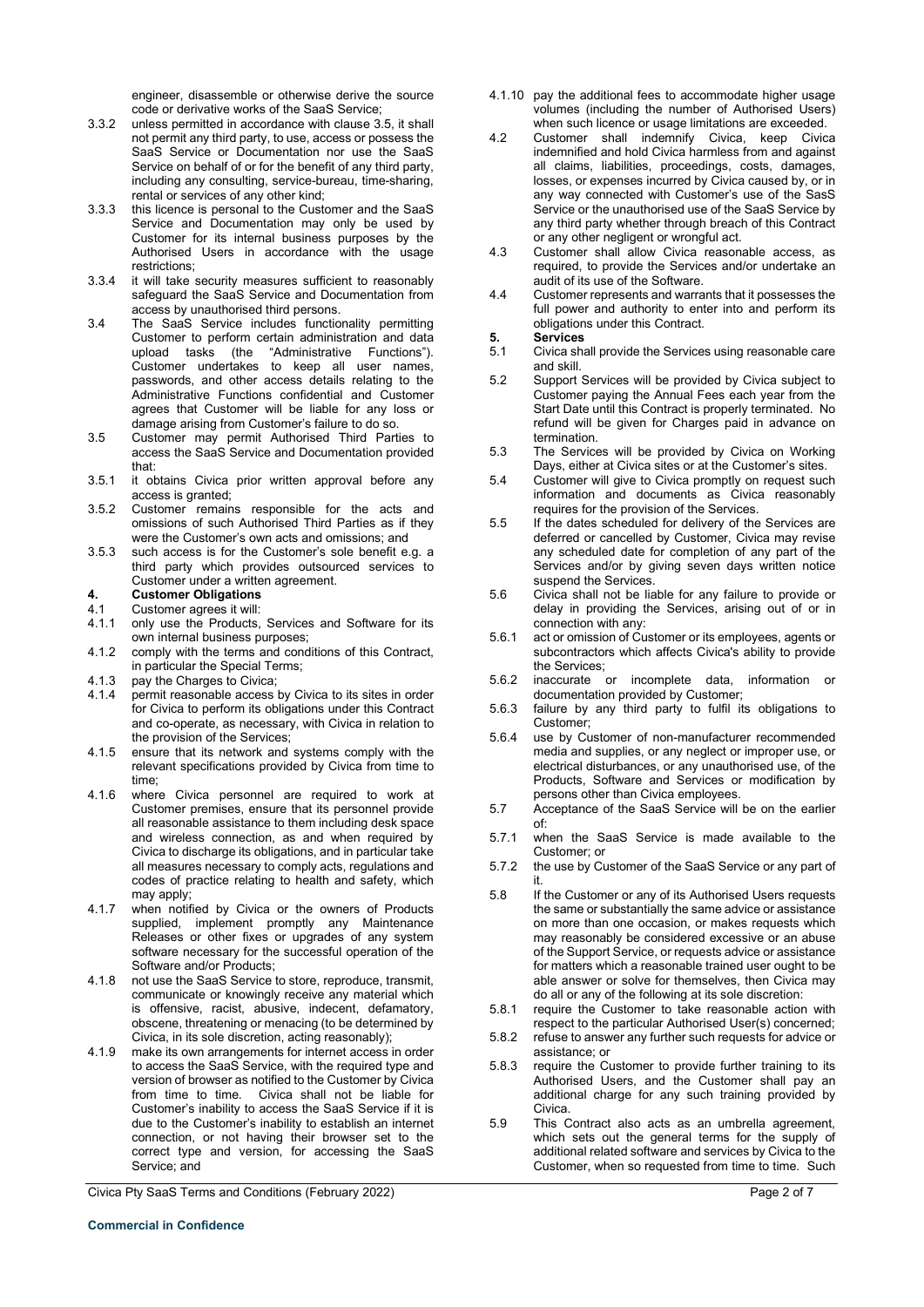engineer, disassemble or otherwise derive the source code or derivative works of the SaaS Service;

3.3.2 unless permitted in accordance with clause 3.5, it shall not permit any third party, to use, access or possess the SaaS Service or Documentation nor use the SaaS Service on behalf of or for the benefit of any third party, including any consulting, service-bureau, time-sharing, rental or services of any other kind;

3.3.3 this licence is personal to the Customer and the SaaS Service and Documentation may only be used by Customer for its internal business purposes by the Authorised Users in accordance with the usage restrictions;

3.3.4 it will take security measures sufficient to reasonably safeguard the SaaS Service and Documentation from access by unauthorised third persons.

3.4 The SaaS Service includes functionality permitting Customer to perform certain administration and data upload tasks (the "Administrative Functions"). Customer undertakes to keep all user names, passwords, and other access details relating to the Administrative Functions confidential and Customer agrees that Customer will be liable for any loss or damage arising from Customer's failure to do so.

3.5 Customer may permit Authorised Third Parties to access the SaaS Service and Documentation provided that:

3.5.1 it obtains Civica prior written approval before any access is granted;

3.5.2 Customer remains responsible for the acts and omissions of such Authorised Third Parties as if they were the Customer's own acts and omissions; and

3.5.3 such access is for the Customer's sole benefit e.g. a third party which provides outsourced services to Customer under a written agreement.

**4. Customer Obligations**

4.1 Customer agrees it will:

4.1.1 only use the Products, Services and Software for its own internal business purposes;

4.1.2 comply with the terms and conditions of this Contract, in particular the Special Terms;

4.1.3 pay the Charges to Civica;

4.1.4 permit reasonable access by Civica to its sites in order for Civica to perform its obligations under this Contract and co-operate, as necessary, with Civica in relation to the provision of the Services;

4.1.5 ensure that its network and systems comply with the relevant specifications provided by Civica from time to time;

4.1.6 where Civica personnel are required to work at Customer premises, ensure that its personnel provide all reasonable assistance to them including desk space and wireless connection, as and when required by Civica to discharge its obligations, and in particular take all measures necessary to comply acts, regulations and codes of practice relating to health and safety, which may apply;

4.1.7 when notified by Civica or the owners of Products supplied, implement promptly any Maintenance Releases or other fixes or upgrades of any system software necessary for the successful operation of the Software and/or Products;

4.1.8 not use the SaaS Service to store, reproduce, transmit, communicate or knowingly receive any material which is offensive, racist, abusive, indecent, defamatory, obscene, threatening or menacing (to be determined by Civica, in its sole discretion, acting reasonably);

4.1.9 make its own arrangements for internet access in order to access the SaaS Service, with the required type and version of browser as notified to the Customer by Civica from time to time. Civica shall not be liable for Customer's inability to access the SaaS Service if it is due to the Customer's inability to establish an internet connection, or not having their browser set to the correct type and version, for accessing the SaaS Service; and

4.1.10 pay the additional fees to accommodate higher usage volumes (including the number of Authorised Users) when such licence or usage limitations are exceeded.

4.2 Customer shall indemnify Civica, keep Civica indemnified and hold Civica harmless from and against all claims, liabilities, proceedings, costs, damages, losses, or expenses incurred by Civica caused by, or in any way connected with Customer's use of the SasS Service or the unauthorised use of the SaaS Service by any third party whether through breach of this Contract or any other negligent or wrongful act.

4.3 Customer shall allow Civica reasonable access, as required, to provide the Services and/or undertake an audit of its use of the Software.

4.4 Customer represents and warrants that it possesses the full power and authority to enter into and perform its obligations under this Contract.

**5. Services**

5.1 Civica shall provide the Services using reasonable care and skill.

5.2 Support Services will be provided by Civica subject to Customer paying the Annual Fees each year from the Start Date until this Contract is properly terminated. No refund will be given for Charges paid in advance on termination.

5.3 The Services will be provided by Civica on Working Days, either at Civica sites or at the Customer's sites.

5.4 Customer will give to Civica promptly on request such information and documents as Civica reasonably requires for the provision of the Services.

5.5 If the dates scheduled for delivery of the Services are deferred or cancelled by Customer, Civica may revise any scheduled date for completion of any part of the Services and/or by giving seven days written notice suspend the Services.

5.6 Civica shall not be liable for any failure to provide or delay in providing the Services, arising out of or in connection with any:

5.6.1 act or omission of Customer or its employees, agents or subcontractors which affects Civica's ability to provide the Services;

5.6.2 inaccurate or incomplete data, information or documentation provided by Customer;

5.6.3 failure by any third party to fulfil its obligations to Customer;

5.6.4 use by Customer of non-manufacturer recommended media and supplies, or any neglect or improper use, or electrical disturbances, or any unauthorised use, of the Products, Software and Services or modification by persons other than Civica employees.

5.7 Acceptance of the SaaS Service will be on the earlier of:

5.7.1 when the SaaS Service is made available to the Customer; or

5.7.2 the use by Customer of the SaaS Service or any part of it.

5.8 If the Customer or any of its Authorised Users requests the same or substantially the same advice or assistance on more than one occasion, or makes requests which may reasonably be considered excessive or an abuse of the Support Service, or requests advice or assistance for matters which a reasonable trained user ought to be able answer or solve for themselves, then Civica may do all or any of the following at its sole discretion:

5.8.1 require the Customer to take reasonable action with respect to the particular Authorised User(s) concerned;

5.8.2 refuse to answer any further such requests for advice or assistance; or

5.8.3 require the Customer to provide further training to its Authorised Users, and the Customer shall pay an additional charge for any such training provided by Civica.

5.9 This Contract also acts as an umbrella agreement, which sets out the general terms for the supply of additional related software and services by Civica to the Customer, when so requested from time to time. Such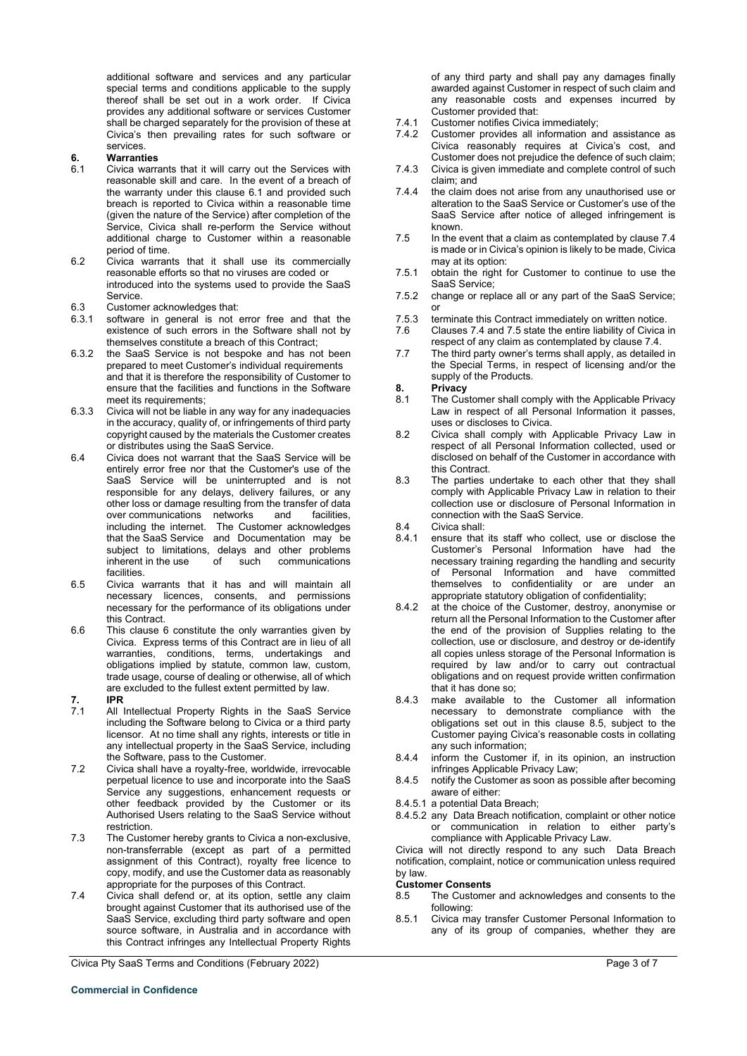additional software and services and any particular special terms and conditions applicable to the supply thereof shall be set out in a work order. If Civica provides any additional software or services Customer shall be charged separately for the provision of these at Civica's then prevailing rates for such software or services.

## 6. Warranties

6.1 Civica warrants that it will carry out the Services with reasonable skill and care. In the event of a breach of the warranty under this clause 6.1 and provided such breach is reported to Civica within a reasonable time (given the nature of the Service) after completion of the Service, Civica shall re-perform the Service without additional charge to Customer within a reasonable period of time.

6.2 Civica warrants that it shall use its commercially reasonable efforts so that no viruses are coded or introduced into the systems used to provide the SaaS Service.

6.3 Customer acknowledges that:

6.3.1 software in general is not error free and that the existence of such errors in the Software shall not by themselves constitute a breach of this Contract;

6.3.2 the SaaS Service is not bespoke and has not been prepared to meet Customer's individual requirements and that it is therefore the responsibility of Customer to ensure that the facilities and functions in the Software meet its requirements;

6.3.3 Civica will not be liable in any way for any inadequacies in the accuracy, quality of, or infringements of third party copyright caused by the materials the Customer creates or distributes using the SaaS Service.

6.4 Civica does not warrant that the SaaS Service will be entirely error free nor that the Customer's use of the SaaS Service will be uninterrupted and is not responsible for any delays, delivery failures, or any other loss or damage resulting from the transfer of data over communications networks and facilities, including the internet. The Customer acknowledges that the SaaS Service and Documentation may be subject to limitations, delays and other problems inherent in the use of such communications facilities.

6.5 Civica warrants that it has and will maintain all necessary licences, consents, and permissions necessary for the performance of its obligations under this Contract.

6.6 This clause 6 constitute the only warranties given by Civica. Express terms of this Contract are in lieu of all warranties, conditions, terms, undertakings and obligations implied by statute, common law, custom, trade usage, course of dealing or otherwise, all of which are excluded to the fullest extent permitted by law.

## 7. IPR

7.1 All Intellectual Property Rights in the SaaS Service including the Software belong to Civica or a third party licensor. At no time shall any rights, interests or title in any intellectual property in the SaaS Service, including the Software, pass to the Customer.

7.2 Civica shall have a royalty-free, worldwide, irrevocable perpetual licence to use and incorporate into the SaaS Service any suggestions, enhancement requests or other feedback provided by the Customer or its Authorised Users relating to the SaaS Service without restriction.

7.3 The Customer hereby grants to Civica a non-exclusive, non-transferrable (except as part of a permitted assignment of this Contract), royalty free licence to copy, modify, and use the Customer data as reasonably appropriate for the purposes of this Contract.

7.4 Civica shall defend or, at its option, settle any claim brought against Customer that its authorised use of the SaaS Service, excluding third party software and open source software, in Australia and in accordance with this Contract infringes any Intellectual Property Rights of any third party and shall pay any damages finally awarded against Customer in respect of such claim and any reasonable costs and expenses incurred by Customer provided that:

7.4.1 Customer notifies Civica immediately;

7.4.2 Customer provides all information and assistance as Civica reasonably requires at Civica's cost, and Customer does not prejudice the defence of such claim;

7.4.3 Civica is given immediate and complete control of such claim; and

7.4.4 the claim does not arise from any unauthorised use or alteration to the SaaS Service or Customer's use of the SaaS Service after notice of alleged infringement is known.

7.5 In the event that a claim as contemplated by clause 7.4 is made or in Civica's opinion is likely to be made, Civica may at its option:

7.5.1 obtain the right for Customer to continue to use the SaaS Service;

7.5.2 change or replace all or any part of the SaaS Service; or

7.5.3 terminate this Contract immediately on written notice.

7.6 Clauses 7.4 and 7.5 state the entire liability of Civica in respect of any claim as contemplated by clause 7.4.

7.7 The third party owner's terms shall apply, as detailed in the Special Terms, in respect of licensing and/or the supply of the Products.

## 8. Privacy

8.1 The Customer shall comply with the Applicable Privacy Law in respect of all Personal Information it passes, uses or discloses to Civica.

8.2 Civica shall comply with Applicable Privacy Law in respect of all Personal Information collected, used or disclosed on behalf of the Customer in accordance with this Contract.

8.3 The parties undertake to each other that they shall comply with Applicable Privacy Law in relation to their collection use or disclosure of Personal Information in connection with the SaaS Service.

8.4 Civica shall:

8.4.1 ensure that its staff who collect, use or disclose the Customer's Personal Information have had the necessary training regarding the handling and security of Personal Information and have committed themselves to confidentiality or are under an appropriate statutory obligation of confidentiality;

8.4.2 at the choice of the Customer, destroy, anonymise or return all the Personal Information to the Customer after the end of the provision of Supplies relating to the collection, use or disclosure, and destroy or de-identify all copies unless storage of the Personal Information is required by law and/or to carry out contractual obligations and on request provide written confirmation that it has done so;

8.4.3 make available to the Customer all information necessary to demonstrate compliance with the obligations set out in this clause 8.5, subject to the Customer paying Civica's reasonable costs in collating any such information;

8.4.4 inform the Customer if, in its opinion, an instruction infringes Applicable Privacy Law;

8.4.5 notify the Customer as soon as possible after becoming aware of either:

8.4.5.1 a potential Data Breach;

8.4.5.2 any Data Breach notification, complaint or other notice or communication in relation to either party's compliance with Applicable Privacy Law.

Civica will not directly respond to any such Data Breach notification, complaint, notice or communication unless required by law.

### Customer Consents

8.5 The Customer and acknowledges and consents to the following:

8.5.1 Civica may transfer Customer Personal Information to any of its group of companies, whether they are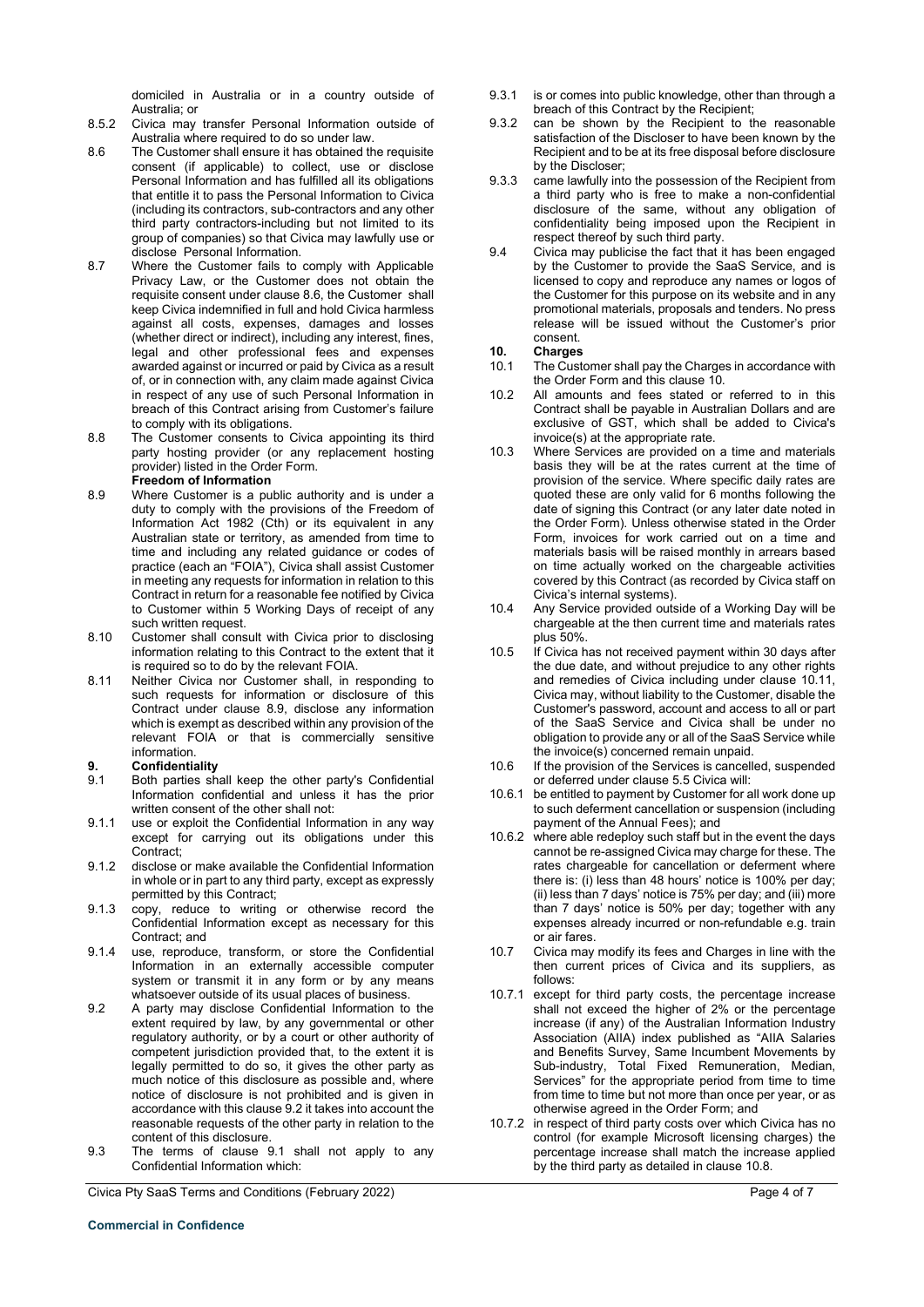domiciled in Australia or in a country outside of Australia; or

8.5.2 Civica may transfer Personal Information outside of Australia where required to do so under law.

8.6 The Customer shall ensure it has obtained the requisite consent (if applicable) to collect, use or disclose Personal Information and has fulfilled all its obligations that entitle it to pass the Personal Information to Civica (including its contractors, sub-contractors and any other third party contractors-including but not limited to its group of companies) so that Civica may lawfully use or disclose Personal Information.

8.7 Where the Customer fails to comply with Applicable Privacy Law, or the Customer does not obtain the requisite consent under clause 8.6, the Customer shall keep Civica indemnified in full and hold Civica harmless against all costs, expenses, damages and losses (whether direct or indirect), including any interest, fines, legal and other professional fees and expenses awarded against or incurred or paid by Civica as a result of, or in connection with, any claim made against Civica in respect of any use of such Personal Information in breach of this Contract arising from Customer's failure to comply with its obligations.

8.8 The Customer consents to Civica appointing its third party hosting provider (or any replacement hosting provider) listed in the Order Form.

**Freedom of Information**

8.9 Where Customer is a public authority and is under a duty to comply with the provisions of the Freedom of Information Act 1982 (Cth) or its equivalent in any Australian state or territory, as amended from time to time and including any related guidance or codes of practice (each an "FOIA"), Civica shall assist Customer in meeting any requests for information in relation to this Contract in return for a reasonable fee notified by Civica to Customer within 5 Working Days of receipt of any such written request.

8.10 Customer shall consult with Civica prior to disclosing information relating to this Contract to the extent that it is required so to do by the relevant FOIA.

8.11 Neither Civica nor Customer shall, in responding to such requests for information or disclosure of this Contract under clause 8.9, disclose any information which is exempt as described within any provision of the relevant FOIA or that is commercially sensitive information.

## 9. Confidentiality

9.1 Both parties shall keep the other party's Confidential Information confidential and unless it has the prior written consent of the other shall not:

9.1.1 use or exploit the Confidential Information in any way except for carrying out its obligations under this Contract;

9.1.2 disclose or make available the Confidential Information in whole or in part to any third party, except as expressly permitted by this Contract;

9.1.3 copy, reduce to writing or otherwise record the Confidential Information except as necessary for this Contract; and

9.1.4 use, reproduce, transform, or store the Confidential Information in an externally accessible computer system or transmit it in any form or by any means whatsoever outside of its usual places of business.

9.2 A party may disclose Confidential Information to the extent required by law, by any governmental or other regulatory authority, or by a court or other authority of competent jurisdiction provided that, to the extent it is legally permitted to do so, it gives the other party as much notice of this disclosure as possible and, where notice of disclosure is not prohibited and is given in accordance with this clause 9.2 it takes into account the reasonable requests of the other party in relation to the content of this disclosure.

9.3 The terms of clause 9.1 shall not apply to any Confidential Information which:

9.3.1 is or comes into public knowledge, other than through a breach of this Contract by the Recipient;

9.3.2 can be shown by the Recipient to the reasonable satisfaction of the Discloser to have been known by the Recipient and to be at its free disposal before disclosure by the Discloser;

9.3.3 came lawfully into the possession of the Recipient from a third party who is free to make a non-confidential disclosure of the same, without any obligation of confidentiality being imposed upon the Recipient in respect thereof by such third party.

9.4 Civica may publicise the fact that it has been engaged by the Customer to provide the SaaS Service, and is licensed to copy and reproduce any names or logos of the Customer for this purpose on its website and in any promotional materials, proposals and tenders. No press release will be issued without the Customer's prior consent.

## 10. Charges

10.1 The Customer shall pay the Charges in accordance with the Order Form and this clause 10.

10.2 All amounts and fees stated or referred to in this Contract shall be payable in Australian Dollars and are exclusive of GST, which shall be added to Civica's invoice(s) at the appropriate rate.

10.3 Where Services are provided on a time and materials basis they will be at the rates current at the time of provision of the service. Where specific daily rates are quoted these are only valid for 6 months following the date of signing this Contract (or any later date noted in the Order Form). Unless otherwise stated in the Order Form, invoices for work carried out on a time and materials basis will be raised monthly in arrears based on time actually worked on the chargeable activities covered by this Contract (as recorded by Civica staff on Civica's internal systems).

10.4 Any Service provided outside of a Working Day will be chargeable at the then current time and materials rates plus 50%.

10.5 If Civica has not received payment within 30 days after the due date, and without prejudice to any other rights and remedies of Civica including under clause 10.11, Civica may, without liability to the Customer, disable the Customer's password, account and access to all or part of the SaaS Service and Civica shall be under no obligation to provide any or all of the SaaS Service while the invoice(s) concerned remain unpaid.

10.6 If the provision of the Services is cancelled, suspended or deferred under clause 5.5 Civica will:

10.6.1 be entitled to payment by Customer for all work done up to such deferment cancellation or suspension (including payment of the Annual Fees); and

10.6.2 where able redeploy such staff but in the event the days cannot be re-assigned Civica may charge for these. The rates chargeable for cancellation or deferment where there is: (i) less than 48 hours' notice is 100% per day; (ii) less than 7 days' notice is 75% per day; and (iii) more than 7 days' notice is 50% per day; together with any expenses already incurred or non-refundable e.g. train or air fares.

10.7 Civica may modify its fees and Charges in line with the then current prices of Civica and its suppliers, as follows:

10.7.1 except for third party costs, the percentage increase shall not exceed the higher of 2% or the percentage increase (if any) of the Australian Information Industry Association (AIIA) index published as "AIIA Salaries and Benefits Survey, Same Incumbent Movements by Sub-industry, Total Fixed Remuneration, Median, Services" for the appropriate period from time to time from time to time but not more than once per year, or as otherwise agreed in the Order Form; and

10.7.2 in respect of third party costs over which Civica has no control (for example Microsoft licensing charges) the percentage increase shall match the increase applied by the third party as detailed in clause 10.8.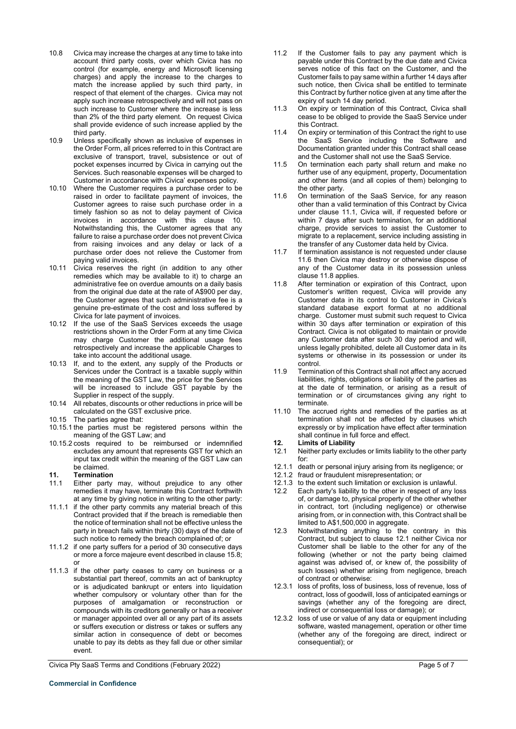10.8 Civica may increase the charges at any time to take into account third party costs, over which Civica has no control (for example, energy and Microsoft licensing charges) and apply the increase to the charges to match the increase applied by such third party, in respect of that element of the charges. Civica may not apply such increase retrospectively and will not pass on such increase to Customer where the increase is less than 2% of the third party element. On request Civica shall provide evidence of such increase applied by the third party.

10.9 Unless specifically shown as inclusive of expenses in the Order Form, all prices referred to in this Contract are exclusive of transport, travel, subsistence or out of pocket expenses incurred by Civica in carrying out the Services. Such reasonable expenses will be charged to Customer in accordance with Civica' expenses policy.

10.10 Where the Customer requires a purchase order to be raised in order to facilitate payment of invoices, the Customer agrees to raise such purchase order in a timely fashion so as not to delay payment of Civica invoices in accordance with this clause 10. Notwithstanding this, the Customer agrees that any failure to raise a purchase order does not prevent Civica from raising invoices and any delay or lack of a purchase order does not relieve the Customer from paying valid invoices.

10.11 Civica reserves the right (in addition to any other remedies which may be available to it) to charge an administrative fee on overdue amounts on a daily basis from the original due date at the rate of A$900 per day, the Customer agrees that such administrative fee is a genuine pre-estimate of the cost and loss suffered by Civica for late payment of invoices.

10.12 If the use of the SaaS Services exceeds the usage restrictions shown in the Order Form at any time Civica may charge Customer the additional usage fees retrospectively and increase the applicable Charges to take into account the additional usage.

10.13 If, and to the extent, any supply of the Products or Services under the Contract is a taxable supply within the meaning of the GST Law, the price for the Services will be increased to include GST payable by the Supplier in respect of the supply.

10.14 All rebates, discounts or other reductions in price will be calculated on the GST exclusive price.

10.15 The parties agree that:

10.15.1 the parties must be registered persons within the meaning of the GST Law; and

10.15.2 costs required to be reimbursed or indemnified excludes any amount that represents GST for which an input tax credit within the meaning of the GST Law can be claimed.

## 11. Termination

11.1 Either party may, without prejudice to any other remedies it may have, terminate this Contract forthwith at any time by giving notice in writing to the other party:

11.1.1 if the other party commits any material breach of this Contract provided that if the breach is remediable then the notice of termination shall not be effective unless the party in breach fails within thirty (30) days of the date of such notice to remedy the breach complained of; or

11.1.2 if one party suffers for a period of 30 consecutive days or more a force majeure event described in clause 15.8; or

11.1.3 if the other party ceases to carry on business or a substantial part thereof, commits an act of bankruptcy or is adjudicated bankrupt or enters into liquidation whether compulsory or voluntary other than for the purposes of amalgamation or reconstruction or compounds with its creditors generally or has a receiver or manager appointed over all or any part of its assets or suffers execution or distress or takes or suffers any similar action in consequence of debt or becomes unable to pay its debts as they fall due or other similar event.

11.2 If the Customer fails to pay any payment which is payable under this Contract by the due date and Civica serves notice of this fact on the Customer, and the Customer fails to pay same within a further 14 days after such notice, then Civica shall be entitled to terminate this Contract by further notice given at any time after the expiry of such 14 day period.

11.3 On expiry or termination of this Contract, Civica shall cease to be obliged to provide the SaaS Service under this Contract.

11.4 On expiry or termination of this Contract the right to use the SaaS Service including the Software and Documentation granted under this Contract shall cease and the Customer shall not use the SaaS Service.

11.5 On termination each party shall return and make no further use of any equipment, property, Documentation and other items (and all copies of them) belonging to the other party.

11.6 On termination of the SaaS Service, for any reason other than a valid termination of this Contract by Civica under clause 11.1, Civica will, if requested before or within 7 days after such termination, for an additional charge, provide services to assist the Customer to migrate to a replacement, service including assisting in the transfer of any Customer data held by Civica.

11.7 If termination assistance is not requested under clause 11.6 then Civica may destroy or otherwise dispose of any of the Customer data in its possession unless clause 11.8 applies.

11.8 After termination or expiration of this Contract, upon Customer's written request, Civica will provide any Customer data in its control to Customer in Civica's standard database export format at no additional charge. Customer must submit such request to Civica within 30 days after termination or expiration of this Contract. Civica is not obligated to maintain or provide any Customer data after such 30 day period and will, unless legally prohibited, delete all Customer data in its systems or otherwise in its possession or under its control.

11.9 Termination of this Contract shall not affect any accrued liabilities, rights, obligations or liability of the parties as at the date of termination, or arising as a result of termination or of circumstances giving any right to terminate.

11.10 The accrued rights and remedies of the parties as at termination shall not be affected by clauses which expressly or by implication have effect after termination shall continue in full force and effect.

## 12. Limits of Liability

12.1 Neither party excludes or limits liability to the other party for:

12.1.1 death or personal injury arising from its negligence; or

12.1.2 fraud or fraudulent misrepresentation; or

12.1.3 to the extent such limitation or exclusion is unlawful.

12.2 Each party's liability to the other in respect of any loss of, or damage to, physical property of the other whether in contract, tort (including negligence) or otherwise arising from, or in connection with, this Contract shall be limited to A$1,500,000 in aggregate.

12.3 Notwithstanding anything to the contrary in this Contract, but subject to clause 12.1 neither Civica nor Customer shall be liable to the other for any of the following (whether or not the party being claimed against was advised of, or knew of, the possibility of such losses) whether arising from negligence, breach of contract or otherwise:

12.3.1 loss of profits, loss of business, loss of revenue, loss of contract, loss of goodwill, loss of anticipated earnings or savings (whether any of the foregoing are direct, indirect or consequential loss or damage); or

12.3.2 loss of use or value of any data or equipment including software, wasted management, operation or other time (whether any of the foregoing are direct, indirect or consequential); or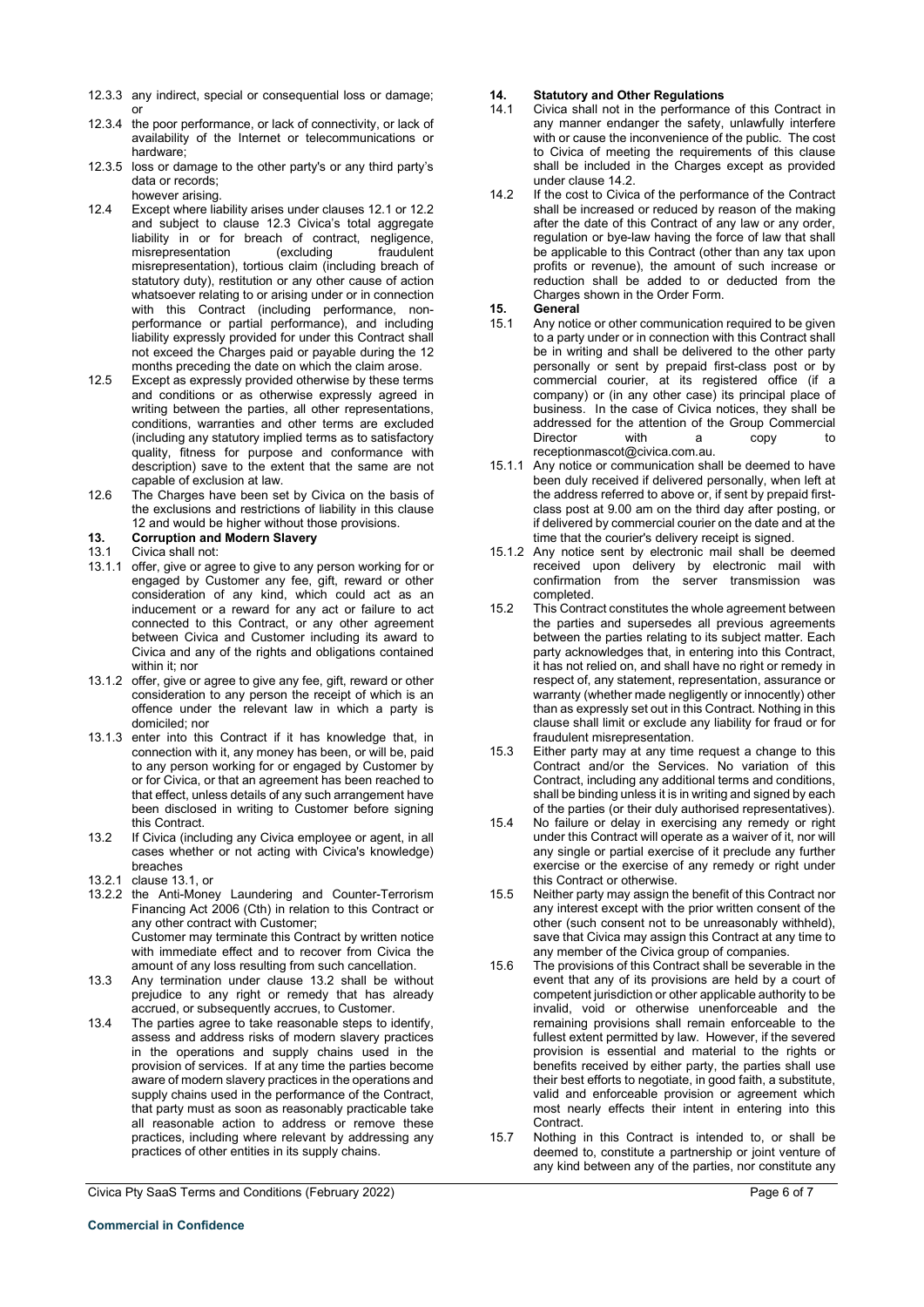12.3.3 any indirect, special or consequential loss or damage; or

12.3.4 the poor performance, or lack of connectivity, or lack of availability of the Internet or telecommunications or hardware;

12.3.5 loss or damage to the other party's or any third party's data or records;

however arising.

12.4 Except where liability arises under clauses 12.1 or 12.2 and subject to clause 12.3 Civica's total aggregate liability in or for breach of contract, negligence, misrepresentation (excluding fraudulent misrepresentation), tortious claim (including breach of statutory duty), restitution or any other cause of action whatsoever relating to or arising under or in connection with this Contract (including performance, non-performance or partial performance), and including liability expressly provided for under this Contract shall not exceed the Charges paid or payable during the 12 months preceding the date on which the claim arose.

12.5 Except as expressly provided otherwise by these terms and conditions or as otherwise expressly agreed in writing between the parties, all other representations, conditions, warranties and other terms are excluded (including any statutory implied terms as to satisfactory quality, fitness for purpose and conformance with description) save to the extent that the same are not capable of exclusion at law.

12.6 The Charges have been set by Civica on the basis of the exclusions and restrictions of liability in this clause 12 and would be higher without those provisions.

## 13. Corruption and Modern Slavery

13.1 Civica shall not:

13.1.1 offer, give or agree to give to any person working for or engaged by Customer any fee, gift, reward or other consideration of any kind, which could act as an inducement or a reward for any act or failure to act connected to this Contract, or any other agreement between Civica and Customer including its award to Civica and any of the rights and obligations contained within it; nor

13.1.2 offer, give or agree to give any fee, gift, reward or other consideration to any person the receipt of which is an offence under the relevant law in which a party is domiciled; nor

13.1.3 enter into this Contract if it has knowledge that, in connection with it, any money has been, or will be, paid to any person working for or engaged by Customer by or for Civica, or that an agreement has been reached to that effect, unless details of any such arrangement have been disclosed in writing to Customer before signing this Contract.

13.2 If Civica (including any Civica employee or agent, in all cases whether or not acting with Civica's knowledge) breaches

13.2.1 clause 13.1, or

13.2.2 the Anti-Money Laundering and Counter-Terrorism Financing Act 2006 (Cth) in relation to this Contract or any other contract with Customer;

Customer may terminate this Contract by written notice with immediate effect and to recover from Civica the amount of any loss resulting from such cancellation.

13.3 Any termination under clause 13.2 shall be without prejudice to any right or remedy that has already accrued, or subsequently accrues, to Customer.

13.4 The parties agree to take reasonable steps to identify, assess and address risks of modern slavery practices in the operations and supply chains used in the provision of services. If at any time the parties become aware of modern slavery practices in the operations and supply chains used in the performance of the Contract, that party must as soon as reasonably practicable take all reasonable action to address or remove these practices, including where relevant by addressing any practices of other entities in its supply chains.

## 14. Statutory and Other Regulations

14.1 Civica shall not in the performance of this Contract in any manner endanger the safety, unlawfully interfere with or cause the inconvenience of the public. The cost to Civica of meeting the requirements of this clause shall be included in the Charges except as provided under clause 14.2.

14.2 If the cost to Civica of the performance of the Contract shall be increased or reduced by reason of the making after the date of this Contract of any law or any order, regulation or bye-law having the force of law that shall be applicable to this Contract (other than any tax upon profits or revenue), the amount of such increase or reduction shall be added to or deducted from the Charges shown in the Order Form.

## 15. General

15.1 Any notice or other communication required to be given to a party under or in connection with this Contract shall be in writing and shall be delivered to the other party personally or sent by prepaid first-class post or by commercial courier, at its registered office (if a company) or (in any other case) its principal place of business. In the case of Civica notices, they shall be addressed for the attention of the Group Commercial Director with a copy to receptionmascot@civica.com.au.

15.1.1 Any notice or communication shall be deemed to have been duly received if delivered personally, when left at the address referred to above or, if sent by prepaid first-class post at 9.00 am on the third day after posting, or if delivered by commercial courier on the date and at the time that the courier's delivery receipt is signed.

15.1.2 Any notice sent by electronic mail shall be deemed received upon delivery by electronic mail with confirmation from the server transmission was completed.

15.2 This Contract constitutes the whole agreement between the parties and supersedes all previous agreements between the parties relating to its subject matter. Each party acknowledges that, in entering into this Contract, it has not relied on, and shall have no right or remedy in respect of, any statement, representation, assurance or warranty (whether made negligently or innocently) other than as expressly set out in this Contract. Nothing in this clause shall limit or exclude any liability for fraud or for fraudulent misrepresentation.

15.3 Either party may at any time request a change to this Contract and/or the Services. No variation of this Contract, including any additional terms and conditions, shall be binding unless it is in writing and signed by each of the parties (or their duly authorised representatives).

15.4 No failure or delay in exercising any remedy or right under this Contract will operate as a waiver of it, nor will any single or partial exercise of it preclude any further exercise or the exercise of any remedy or right under this Contract or otherwise.

15.5 Neither party may assign the benefit of this Contract nor any interest except with the prior written consent of the other (such consent not to be unreasonably withheld), save that Civica may assign this Contract at any time to any member of the Civica group of companies.

15.6 The provisions of this Contract shall be severable in the event that any of its provisions are held by a court of competent jurisdiction or other applicable authority to be invalid, void or otherwise unenforceable and the remaining provisions shall remain enforceable to the fullest extent permitted by law. However, if the severed provision is essential and material to the rights or benefits received by either party, the parties shall use their best efforts to negotiate, in good faith, a substitute, valid and enforceable provision or agreement which most nearly effects their intent in entering into this Contract.

15.7 Nothing in this Contract is intended to, or shall be deemed to, constitute a partnership or joint venture of any kind between any of the parties, nor constitute any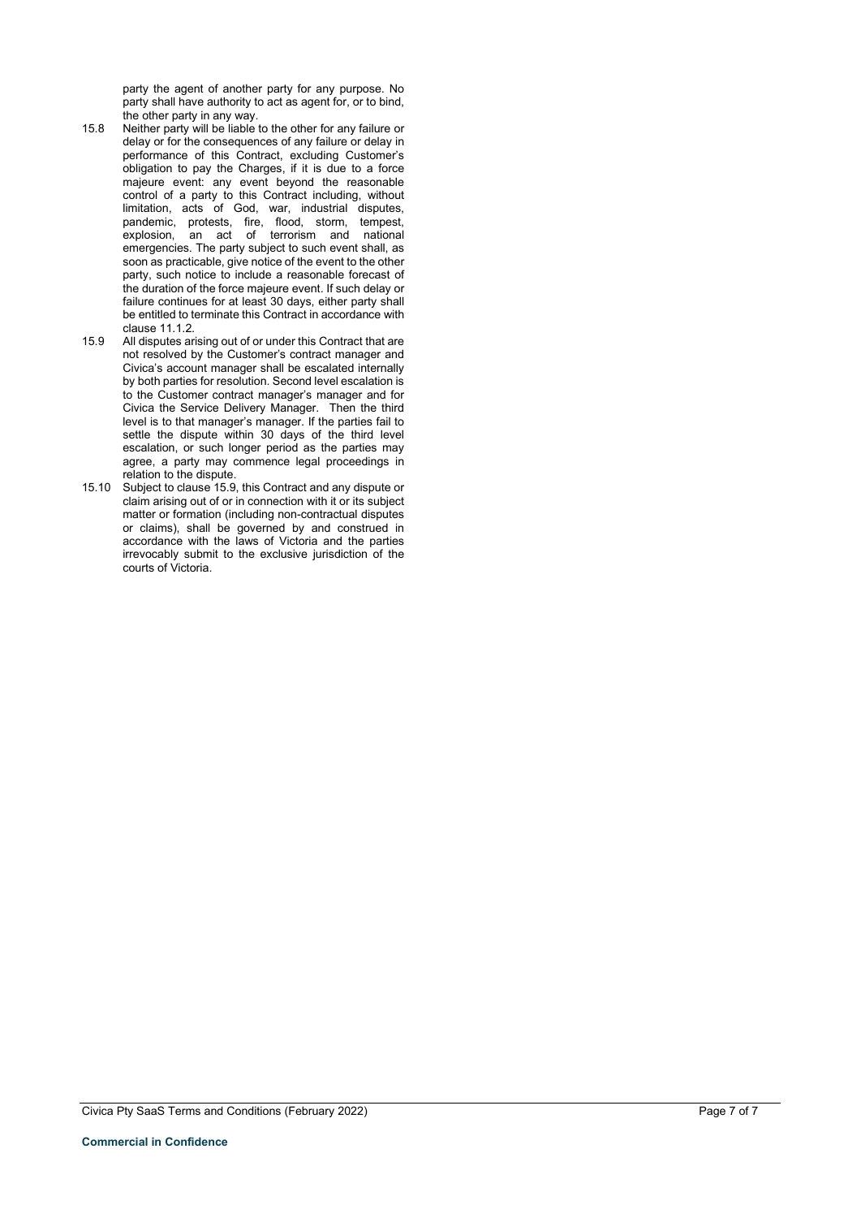party the agent of another party for any purpose. No party shall have authority to act as agent for, or to bind, the other party in any way.

15.8 Neither party will be liable to the other for any failure or delay or for the consequences of any failure or delay in performance of this Contract, excluding Customer's obligation to pay the Charges, if it is due to a force majeure event: any event beyond the reasonable control of a party to this Contract including, without limitation, acts of God, war, industrial disputes, pandemic, protests, fire, flood, storm, tempest, explosion, an act of terrorism and national emergencies. The party subject to such event shall, as soon as practicable, give notice of the event to the other party, such notice to include a reasonable forecast of the duration of the force majeure event. If such delay or failure continues for at least 30 days, either party shall be entitled to terminate this Contract in accordance with clause 11.1.2.

15.9 All disputes arising out of or under this Contract that are not resolved by the Customer's contract manager and Civica's account manager shall be escalated internally by both parties for resolution. Second level escalation is to the Customer contract manager's manager and for Civica the Service Delivery Manager. Then the third level is to that manager's manager. If the parties fail to settle the dispute within 30 days of the third level escalation, or such longer period as the parties may agree, a party may commence legal proceedings in relation to the dispute.

15.10 Subject to clause 15.9, this Contract and any dispute or claim arising out of or in connection with it or its subject matter or formation (including non-contractual disputes or claims), shall be governed by and construed in accordance with the laws of Victoria and the parties irrevocably submit to the exclusive jurisdiction of the courts of Victoria.